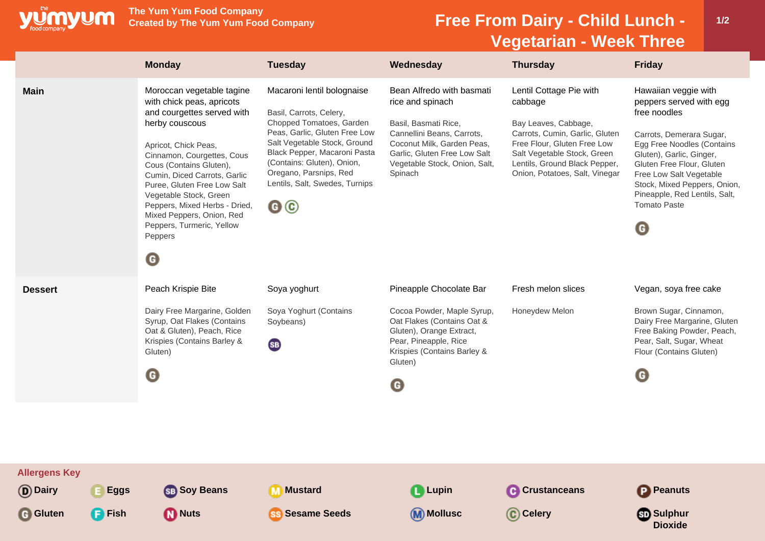# Free From Dairy - Child Lunch - Vegetarian - Week Three

The Yum Yum Food Company
Created by The Yum Yum Food Company

| | Monday | Tuesday | Wednesday | Thursday | Friday |
|---|---|---|---|---|---|
| **Main** | Moroccan vegetable tagine with chick peas, apricots and courgettes served with herby couscous<br><br>Apricot, Chick Peas, Cinnamon, Courgettes, Cous Cous (Contains Gluten), Cumin, Diced Carrots, Garlic Puree, Gluten Free Low Salt Vegetable Stock, Green Peppers, Mixed Herbs - Dried, Mixed Peppers, Onion, Red Peppers, Turmeric, Yellow Peppers<br><br>G | Macaroni lentil bolognaise<br><br>Basil, Carrots, Celery, Chopped Tomatoes, Garden Peas, Garlic, Gluten Free Low Salt Vegetable Stock, Ground Black Pepper, Macaroni Pasta (Contains: Gluten), Onion, Oregano, Parsnips, Red Lentils, Salt, Swedes, Turnips<br><br>G C | Bean Alfredo with basmati rice and spinach<br><br>Basil, Basmati Rice, Cannellini Beans, Carrots, Coconut Milk, Garden Peas, Garlic, Gluten Free Low Salt Vegetable Stock, Onion, Salt, Spinach | Lentil Cottage Pie with cabbage<br><br>Bay Leaves, Cabbage, Carrots, Cumin, Garlic, Gluten Free Flour, Gluten Free Low Salt Vegetable Stock, Green Lentils, Ground Black Pepper, Onion, Potatoes, Salt, Vinegar | Hawaiian veggie with peppers served with egg free noodles<br><br>Carrots, Demerara Sugar, Egg Free Noodles (Contains Gluten), Garlic, Ginger, Gluten Free Flour, Gluten Free Low Salt Vegetable Stock, Mixed Peppers, Onion, Pineapple, Red Lentils, Salt, Tomato Paste<br><br>G |
| **Dessert** | Peach Krispie Bite<br><br>Dairy Free Margarine, Golden Syrup, Oat Flakes (Contains Oat & Gluten), Peach, Rice Krispies (Contains Barley & Gluten)<br><br>G | Soya yoghurt<br><br>Soya Yoghurt (Contains Soybeans)<br><br>SB | Pineapple Chocolate Bar<br><br>Cocoa Powder, Maple Syrup, Oat Flakes (Contains Oat & Gluten), Orange Extract, Pear, Pineapple, Rice Krispies (Contains Barley & Gluten)<br><br>G | Fresh melon slices<br><br>Honeydew Melon | Vegan, soya free cake<br><br>Brown Sugar, Cinnamon, Dairy Free Margarine, Gluten Free Baking Powder, Peach, Pear, Salt, Sugar, Wheat Flour (Contains Gluten)<br><br>G |

**Allergens Key**

- D Dairy
- E Eggs
- SB Soy Beans
- M Mustard
- L Lupin
- C Crustaceans
- P Peanuts
- G Gluten
- F Fish
- N Nuts
- SS Sesame Seeds
- M Mollusc
- C Celery
- SD Sulphur Dioxide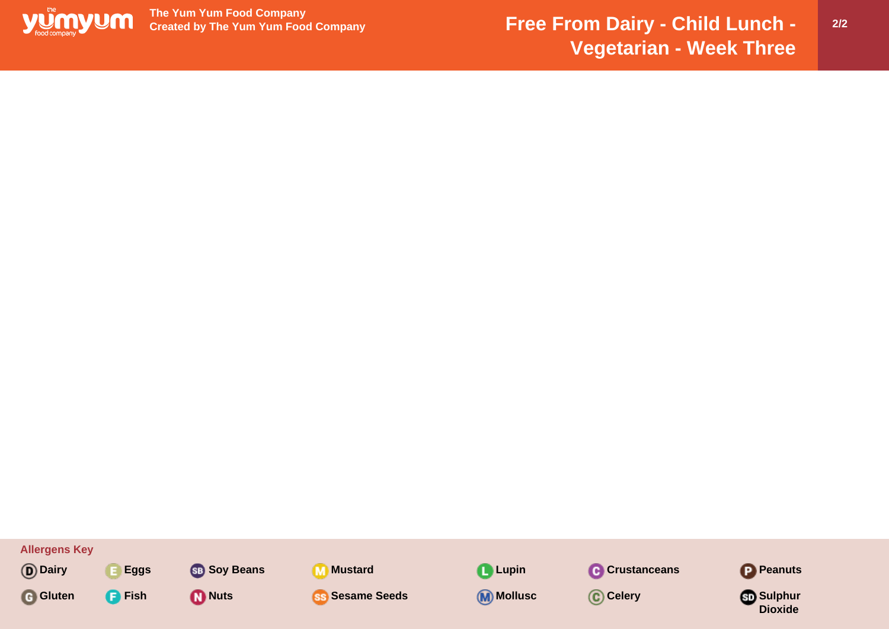# Free From Dairy - Child Lunch - Vegetarian - Week Three

The Yum Yum Food Company
Created by The Yum Yum Food Company

**Allergens Key**

| | | | | | | |
|---|---|---|---|---|---|---|
| D Dairy | E Eggs | SB Soy Beans | M Mustard | L Lupin | C Crustanceans | P Peanuts |
| G Gluten | F Fish | N Nuts | SS Sesame Seeds | M Mollusc | C Celery | SD Sulphur Dioxide |